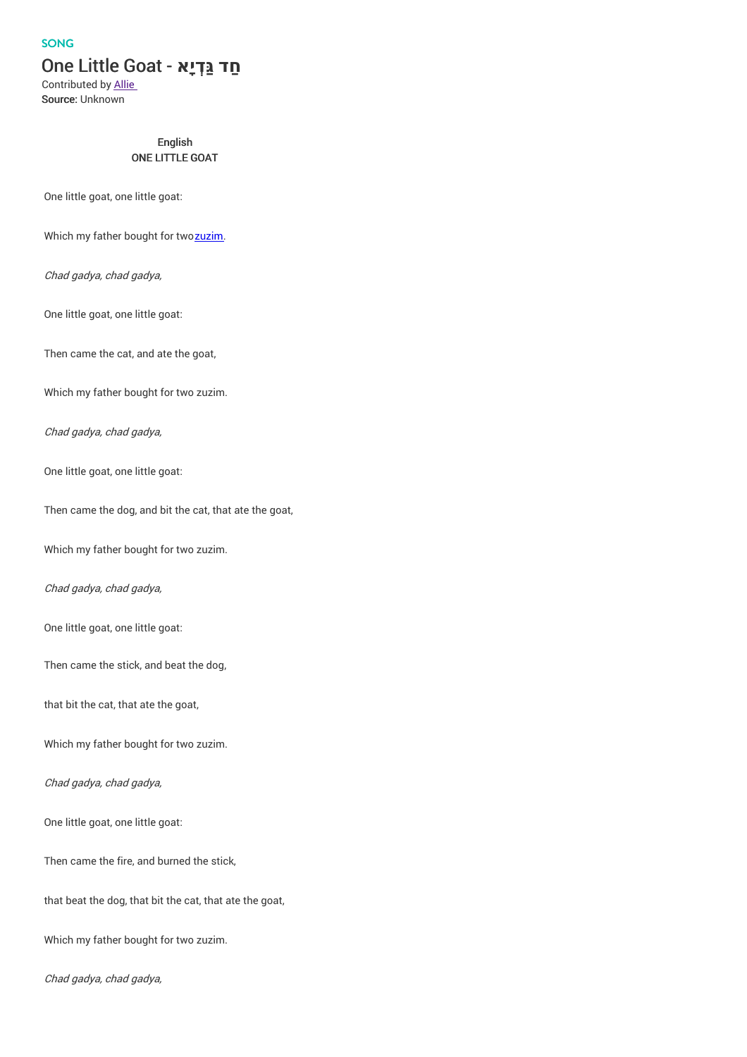SONG

# One Little Goat - חַד גַּדְיָא

Contributed by Allie 
**Source:** Unknown

English
ONE LITTLE GOAT

One little goat, one little goat:

Which my father bought for two zuzim.

*Chad gadya, chad gadya,*

One little goat, one little goat:

Then came the cat, and ate the goat,

Which my father bought for two zuzim.

*Chad gadya, chad gadya,*

One little goat, one little goat:

Then came the dog, and bit the cat, that ate the goat,

Which my father bought for two zuzim.

*Chad gadya, chad gadya,*

One little goat, one little goat:

Then came the stick, and beat the dog,

that bit the cat, that ate the goat,

Which my father bought for two zuzim.

*Chad gadya, chad gadya,*

One little goat, one little goat:

Then came the fire, and burned the stick,

that beat the dog, that bit the cat, that ate the goat,

Which my father bought for two zuzim.

*Chad gadya, chad gadya,*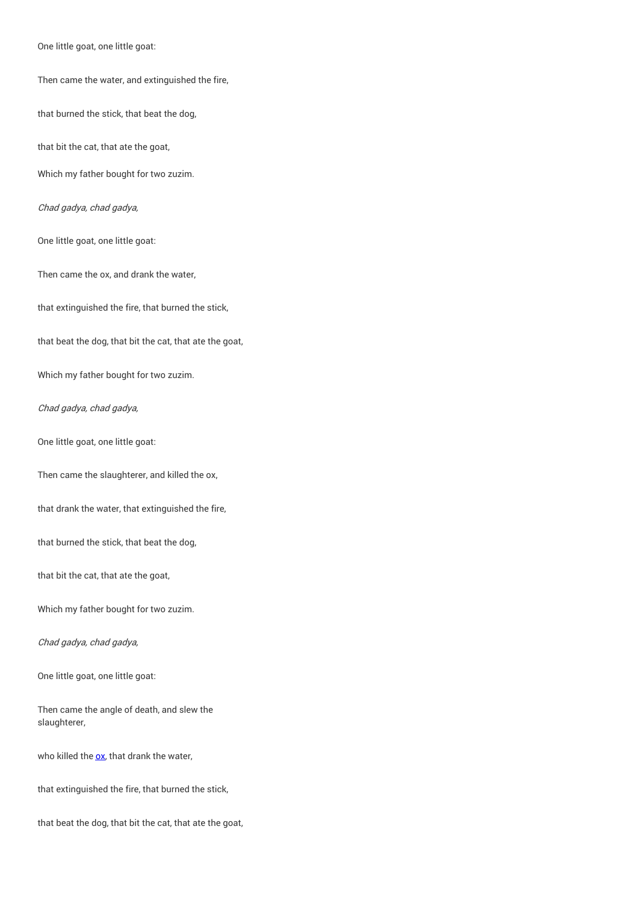One little goat, one little goat:

Then came the water, and extinguished the fire,

that burned the stick, that beat the dog,

that bit the cat, that ate the goat,

Which my father bought for two zuzim.

*Chad gadya, chad gadya,*

One little goat, one little goat:

Then came the ox, and drank the water,

that extinguished the fire, that burned the stick,

that beat the dog, that bit the cat, that ate the goat,

Which my father bought for two zuzim.

*Chad gadya, chad gadya,*

One little goat, one little goat:

Then came the slaughterer, and killed the ox,

that drank the water, that extinguished the fire,

that burned the stick, that beat the dog,

that bit the cat, that ate the goat,

Which my father bought for two zuzim.

*Chad gadya, chad gadya,*

One little goat, one little goat:

Then came the angle of death, and slew the slaughterer,

who killed the ox, that drank the water,

that extinguished the fire, that burned the stick,

that beat the dog, that bit the cat, that ate the goat,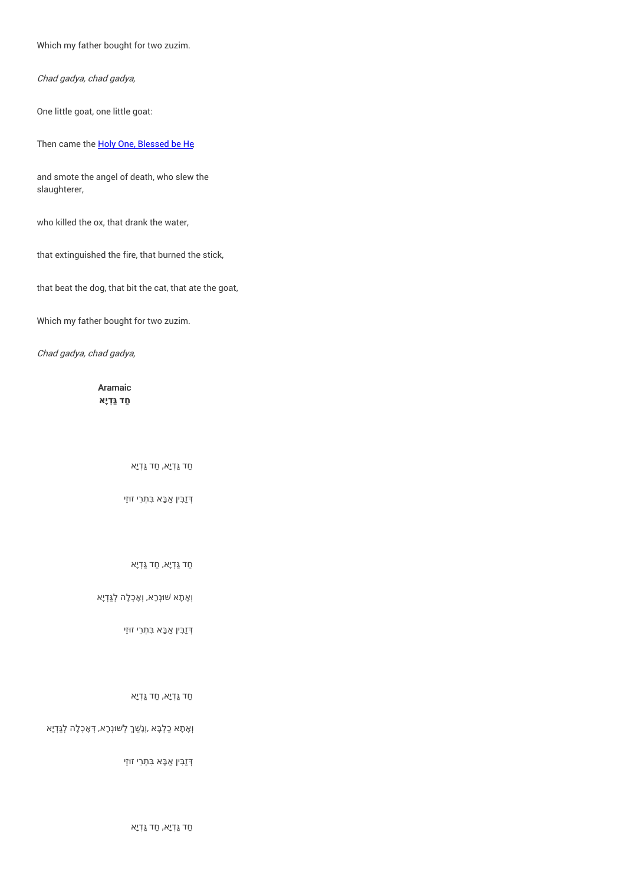Which my father bought for two zuzim.

*Chad gadya, chad gadya,*

One little goat, one little goat:

Then came the [Holy One, Blessed be He](#)

and smote the angel of death, who slew the slaughterer,

who killed the ox, that drank the water,

that extinguished the fire, that burned the stick,

that beat the dog, that bit the cat, that ate the goat,

Which my father bought for two zuzim.

*Chad gadya, chad gadya,*

**Aramaic**
**חַד גַּדְיָא**

חַד גַּדְיָא, חַד גַּדְיָא

דְּזַבִּין אַבָּא בִּתְרֵי זוּזֵי

חַד גַּדְיָא, חַד גַּדְיָא

וְאָתָא שׁוּנְרָא, וְאָכְלָה לְגַדְיָא

דְּזַבִּין אַבָּא בִּתְרֵי זוּזֵי

חַד גַּדְיָא, חַד גַּדְיָא

וְאָתָא כַלְבָּא ,וְנָשַׁךְ לְשׁוּנְרָא, דְּאָכְלָה לְגַדְיָא

דְּזַבִּין אַבָּא בִּתְרֵי זוּזֵי

חַד גַּדְיָא, חַד גַּדְיָא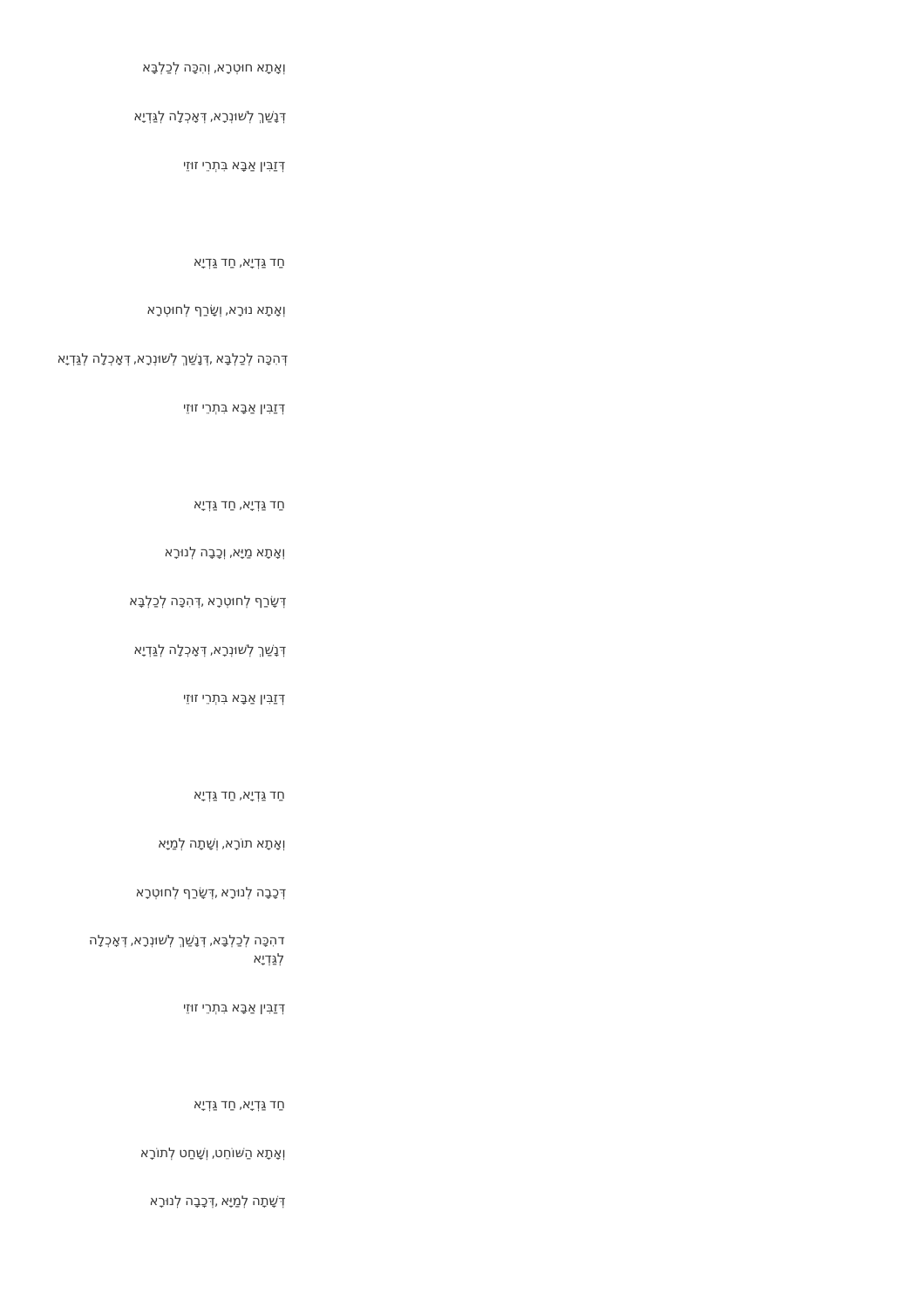וְאָתָא חוּטְרָא, וְהִכָּה לְכַלְבָּא

דְּנָשַׁךְ לְשׁוּנְרָא, דְּאָכְלָה לְגַדְיָא

דְּזַבִּין אַבָּא בִּתְרֵי זוּזֵי

חַד גַּדְיָא, חַד גַּדְיָא

וְאָתָא נוּרָא, וְשָׂרַף לְחוּטְרָא

דְּהִכָּה לְכַלְבָּא ,דְּנָשַׁךְ לְשׁוּנְרָא, דְּאָכְלָה לְגַדְיָא

דְּזַבִּין אַבָּא בִּתְרֵי זוּזֵי

חַד גַּדְיָא, חַד גַּדְיָא

וְאָתָא מַיָּא, וְכָבָה לְנוּרָא

דְּשָׂרַף לְחוּטְרָא ,דְּהִכָּה לְכַלְבָּא

דְּנָשַׁךְ לְשׁוּנְרָא, דְּאָכְלָה לְגַדְיָא

דְּזַבִּין אַבָּא בִּתְרֵי זוּזֵי

חַד גַּדְיָא, חַד גַּדְיָא

וְאָתָא תוֹרָא, וְשָׁתָה לְמַיָּא

דְּכָבָה לְנוּרָא ,דְּשָׂרַף לְחוּטְרָא

דהִכָּה לְכַלְבָּא, דְּנָשַׁךְ לְשׁוּנְרָא, דְּאָכְלָה לְגַדְיָא

דְּזַבִּין אַבָּא בִּתְרֵי זוּזֵי

חַד גַּדְיָא, חַד גַּדְיָא

וְאָתָא הַשּׁוֹחֵט, וְשָׁחַט לְתוֹרָא

דְּשָׁתָה לְמַיָּא ,דְּכָבָה לְנוּרָא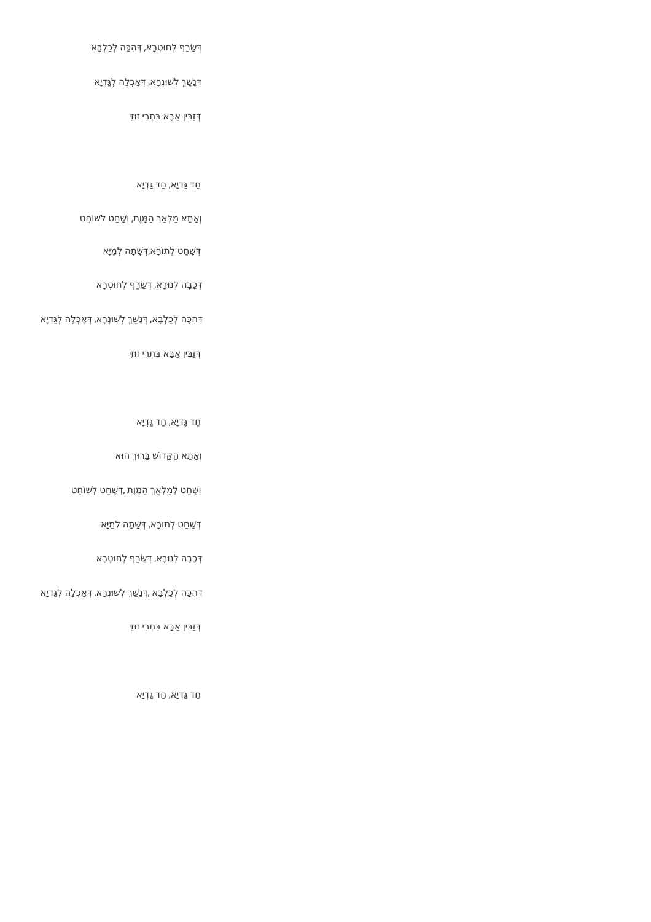דְּשָׂרַף לְחוּטְרָא, דְּהִכָּה לְכַלְבָּא

דְּנָשַׁךְ לְשׁוּנְרָא, דְּאָכְלָה לְגַדְיָא

דְּזַבִּין אַבָּא בִּתְרֵי זוּזֵי

חַד גַּדְיָא, חַד גַּדְיָא

וְאָתָא מַלְאַךְ הַמָּוֶת, וְשָׁחַט לְשׁוֹחֵט

דְּשָׁחַט לְתוֹרָא,דְּשָׁתָה לְמַיָּא

דְּכָבָה לְנוּרָא, דְּשָׂרַף לְחוּטְרָא

דְּהִכָּה לְכַלְבָּא, דְּנָשַׁךְ לְשׁוּנְרָא, דְּאָכְלָה לְגַדְיָא

דְּזַבִּין אַבָּא בִּתְרֵי זוּזֵי

חַד גַּדְיָא, חַד גַּדְיָא

וְאָתָא הַקָּדוֹשׁ בָּרוּךְ הוּא

וְשָׁחַט לְמַלְאַךְ הַמָּוֶת ,דְּשָׁחַט לְשׁוֹחֵט

דְּשָׁחַט לְתוֹרָא, דְּשָׁתָה לְמַיָּא

דְּכָבָה לְנוּרָא, דְּשָׂרַף לְחוּטְרָא

דְּהִכָּה לְכַלְבָּא ,דְּנָשַׁךְ לְשׁוּנְרָא, דְּאָכְלָה לְגַדְיָא

דְּזַבִּין אַבָּא בִּתְרֵי זוּזֵי

חַד גַּדְיָא, חַד גַּדְיָא